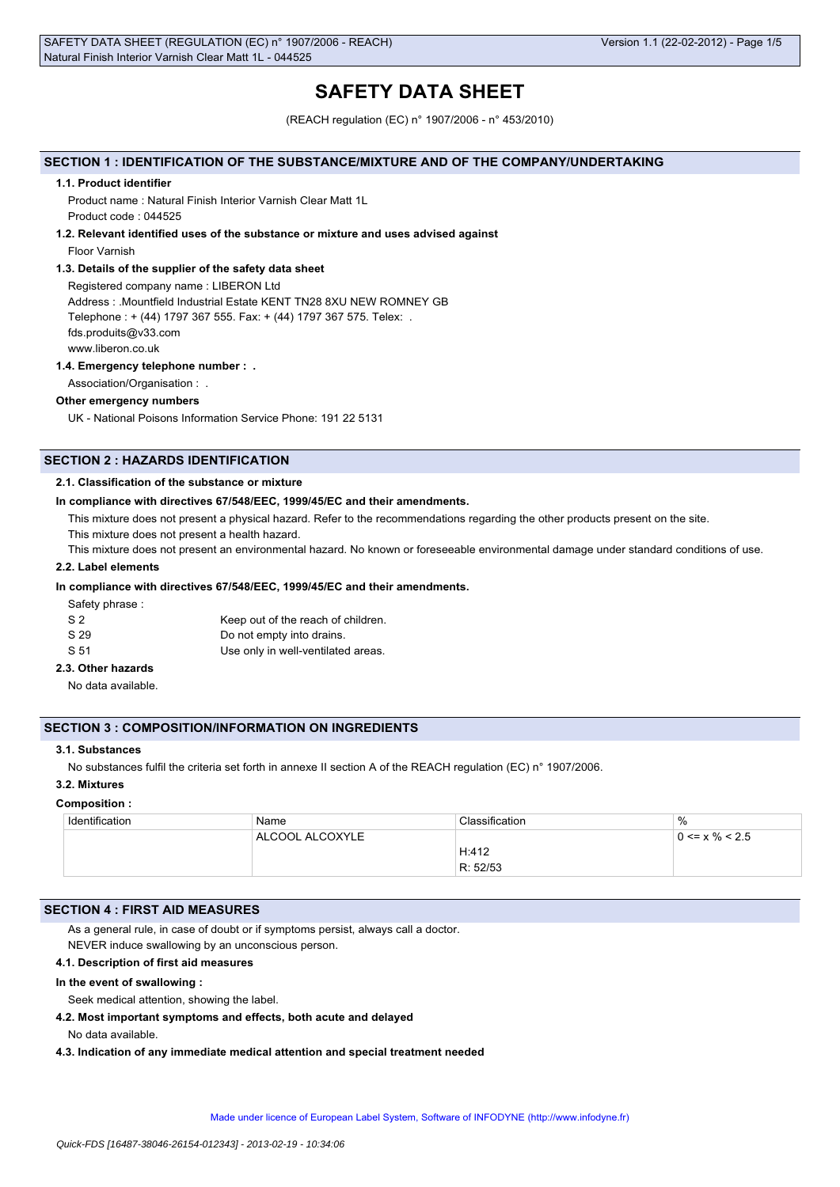# SAFETY DATA SHEET

(REACH regulation (EC) n° 1907/2006 - n° 453/2010)

## SECTION 1 : IDENTIFICATION OF THE SUBSTANCE/MIXTURE AND OF THE COMPANY/UNDERTAKING

### 1.1. Product identifier

Product name : Natural Finish Interior Varnish Clear Matt 1L

Product code : 044525

### 1.2. Relevant identified uses of the substance or mixture and uses advised against

Floor Varnish

### 1.3. Details of the supplier of the safety data sheet

Registered company name : LIBERON Ltd

Address : .Mountfield Industrial Estate KENT TN28 8XU NEW ROMNEY GB

Telephone : + (44) 1797 367 555. Fax: + (44) 1797 367 575. Telex: .

fds.produits@v33.com

www.liberon.co.uk

### 1.4. Emergency telephone number : .

Association/Organisation : .

**Other emergency numbers**

UK - National Poisons Information Service Phone: 191 22 5131

## SECTION 2 : HAZARDS IDENTIFICATION

### 2.1. Classification of the substance or mixture

**In compliance with directives 67/548/EEC, 1999/45/EC and their amendments.**

This mixture does not present a physical hazard. Refer to the recommendations regarding the other products present on the site.

This mixture does not present a health hazard.

This mixture does not present an environmental hazard. No known or foreseeable environmental damage under standard conditions of use.

### 2.2. Label elements

**In compliance with directives 67/548/EEC, 1999/45/EC and their amendments.**

Safety phrase :

| | |
|---|---|
| S 2 | Keep out of the reach of children. |
| S 29 | Do not empty into drains. |
| S 51 | Use only in well-ventilated areas. |

### 2.3. Other hazards

No data available.

## SECTION 3 : COMPOSITION/INFORMATION ON INGREDIENTS

### 3.1. Substances

No substances fulfil the criteria set forth in annexe II section A of the REACH regulation (EC) n° 1907/2006.

### 3.2. Mixtures

**Composition :**

| Identification | Name | Classification | % |
|---|---|---|---|
| | ALCOOL ALCOXYLE | H:412<br>R: 52/53 | 0 <= x % < 2.5 |

## SECTION 4 : FIRST AID MEASURES

As a general rule, in case of doubt or if symptoms persist, always call a doctor.

NEVER induce swallowing by an unconscious person.

### 4.1. Description of first aid measures

**In the event of swallowing :**

Seek medical attention, showing the label.

### 4.2. Most important symptoms and effects, both acute and delayed

No data available.

### 4.3. Indication of any immediate medical attention and special treatment needed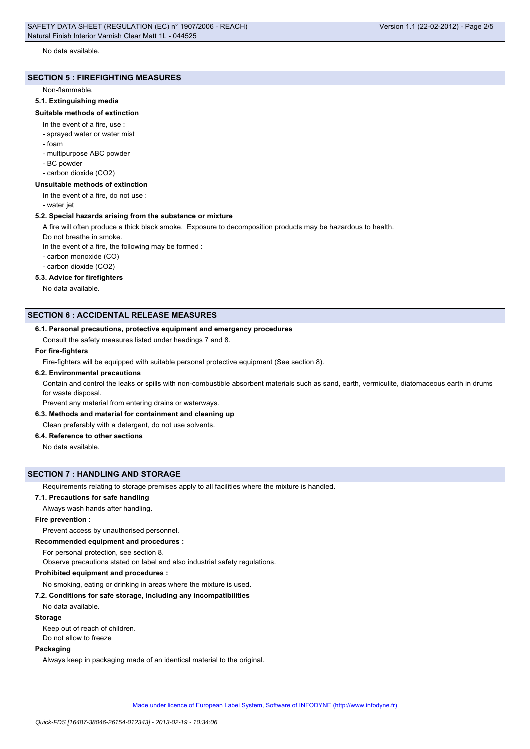No data available.

## SECTION 5 : FIREFIGHTING MEASURES

Non-flammable.

### 5.1. Extinguishing media

**Suitable methods of extinction**

In the event of a fire, use :

- sprayed water or water mist
- foam
- multipurpose ABC powder
- BC powder
- carbon dioxide ($CO_2$)

**Unsuitable methods of extinction**

In the event of a fire, do not use :

- water jet

### 5.2. Special hazards arising from the substance or mixture

A fire will often produce a thick black smoke. Exposure to decomposition products may be hazardous to health.

Do not breathe in smoke.

In the event of a fire, the following may be formed :

- carbon monoxide (CO)
- carbon dioxide ($CO_2$)

### 5.3. Advice for firefighters

No data available.

## SECTION 6 : ACCIDENTAL RELEASE MEASURES

### 6.1. Personal precautions, protective equipment and emergency procedures

Consult the safety measures listed under headings 7 and 8.

**For fire-fighters**

Fire-fighters will be equipped with suitable personal protective equipment (See section 8).

### 6.2. Environmental precautions

Contain and control the leaks or spills with non-combustible absorbent materials such as sand, earth, vermiculite, diatomaceous earth in drums for waste disposal.

Prevent any material from entering drains or waterways.

### 6.3. Methods and material for containment and cleaning up

Clean preferably with a detergent, do not use solvents.

### 6.4. Reference to other sections

No data available.

## SECTION 7 : HANDLING AND STORAGE

Requirements relating to storage premises apply to all facilities where the mixture is handled.

### 7.1. Precautions for safe handling

Always wash hands after handling.

**Fire prevention :**

Prevent access by unauthorised personnel.

**Recommended equipment and procedures :**

For personal protection, see section 8.

Observe precautions stated on label and also industrial safety regulations.

**Prohibited equipment and procedures :**

No smoking, eating or drinking in areas where the mixture is used.

### 7.2. Conditions for safe storage, including any incompatibilities

No data available.

**Storage**

Keep out of reach of children.

Do not allow to freeze

**Packaging**

Always keep in packaging made of an identical material to the original.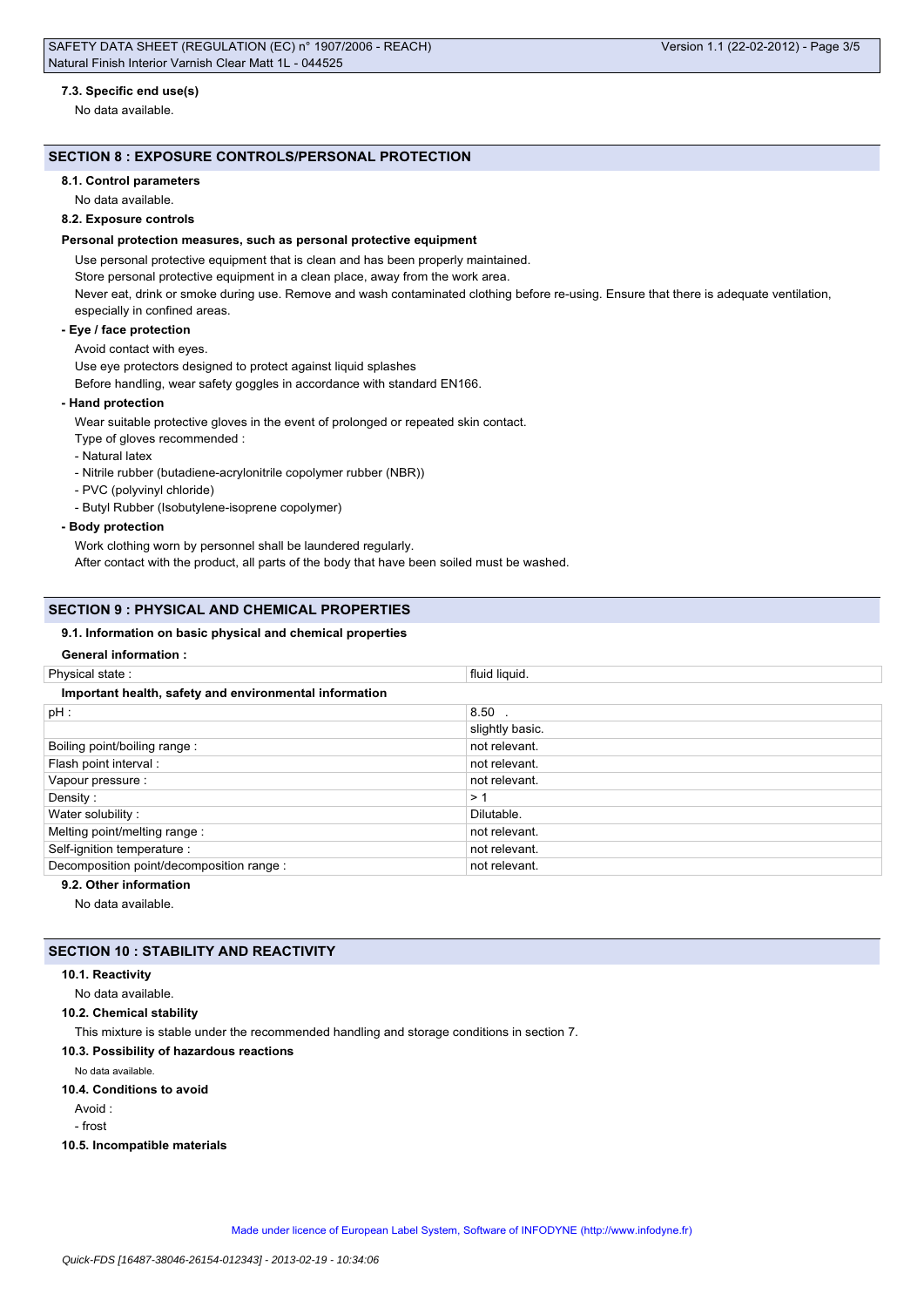#### 7.3. Specific end use(s)

No data available.

## SECTION 8 : EXPOSURE CONTROLS/PERSONAL PROTECTION

#### 8.1. Control parameters

No data available.

#### 8.2. Exposure controls

**Personal protection measures, such as personal protective equipment**

Use personal protective equipment that is clean and has been properly maintained.

Store personal protective equipment in a clean place, away from the work area.

Never eat, drink or smoke during use. Remove and wash contaminated clothing before re-using. Ensure that there is adequate ventilation, especially in confined areas.

**- Eye / face protection**

Avoid contact with eyes.

Use eye protectors designed to protect against liquid splashes

Before handling, wear safety goggles in accordance with standard EN166.

**- Hand protection**

Wear suitable protective gloves in the event of prolonged or repeated skin contact.

Type of gloves recommended :

- Natural latex
- Nitrile rubber (butadiene-acrylonitrile copolymer rubber (NBR))
- PVC (polyvinyl chloride)
- Butyl Rubber (Isobutylene-isoprene copolymer)

**- Body protection**

Work clothing worn by personnel shall be laundered regularly.

After contact with the product, all parts of the body that have been soiled must be washed.

## SECTION 9 : PHYSICAL AND CHEMICAL PROPERTIES

#### 9.1. Information on basic physical and chemical properties

**General information :**

| Physical state : | fluid liquid. |
|---|---|

**Important health, safety and environmental information**

| pH : | 8.50 . |
|---|---|
| | slightly basic. |
| Boiling point/boiling range : | not relevant. |
| Flash point interval : | not relevant. |
| Vapour pressure : | not relevant. |
| Density : | > 1 |
| Water solubility : | Dilutable. |
| Melting point/melting range : | not relevant. |
| Self-ignition temperature : | not relevant. |
| Decomposition point/decomposition range : | not relevant. |

#### 9.2. Other information

No data available.

## SECTION 10 : STABILITY AND REACTIVITY

#### 10.1. Reactivity

No data available.

#### 10.2. Chemical stability

This mixture is stable under the recommended handling and storage conditions in section 7.

#### 10.3. Possibility of hazardous reactions

No data available.

#### 10.4. Conditions to avoid

Avoid :

- frost

#### 10.5. Incompatible materials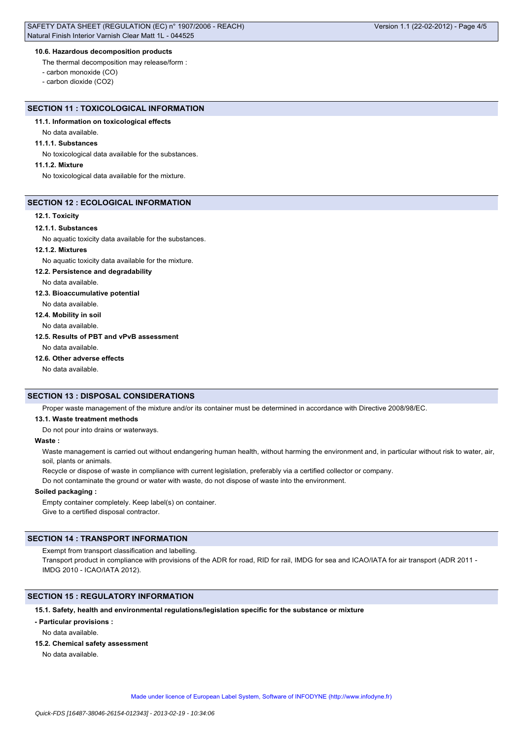#### 10.6. Hazardous decomposition products

The thermal decomposition may release/form :

- carbon monoxide (CO)
- carbon dioxide ($CO_2$)

## SECTION 11 : TOXICOLOGICAL INFORMATION

### 11.1. Information on toxicological effects

No data available.

#### 11.1.1. Substances

No toxicological data available for the substances.

#### 11.1.2. Mixture

No toxicological data available for the mixture.

## SECTION 12 : ECOLOGICAL INFORMATION

### 12.1. Toxicity

#### 12.1.1. Substances

No aquatic toxicity data available for the substances.

#### 12.1.2. Mixtures

No aquatic toxicity data available for the mixture.

### 12.2. Persistence and degradability

No data available.

### 12.3. Bioaccumulative potential

No data available.

### 12.4. Mobility in soil

No data available.

### 12.5. Results of PBT and vPvB assessment

No data available.

### 12.6. Other adverse effects

No data available.

## SECTION 13 : DISPOSAL CONSIDERATIONS

Proper waste management of the mixture and/or its container must be determined in accordance with Directive 2008/98/EC.

### 13.1. Waste treatment methods

Do not pour into drains or waterways.

**Waste :**

Waste management is carried out without endangering human health, without harming the environment and, in particular without risk to water, air, soil, plants or animals.

Recycle or dispose of waste in compliance with current legislation, preferably via a certified collector or company.

Do not contaminate the ground or water with waste, do not dispose of waste into the environment.

**Soiled packaging :**

Empty container completely. Keep label(s) on container.

Give to a certified disposal contractor.

## SECTION 14 : TRANSPORT INFORMATION

Exempt from transport classification and labelling.

Transport product in compliance with provisions of the ADR for road, RID for rail, IMDG for sea and ICAO/IATA for air transport (ADR 2011 - IMDG 2010 - ICAO/IATA 2012).

## SECTION 15 : REGULATORY INFORMATION

### 15.1. Safety, health and environmental regulations/legislation specific for the substance or mixture

**- Particular provisions :**

No data available.

### 15.2. Chemical safety assessment

No data available.